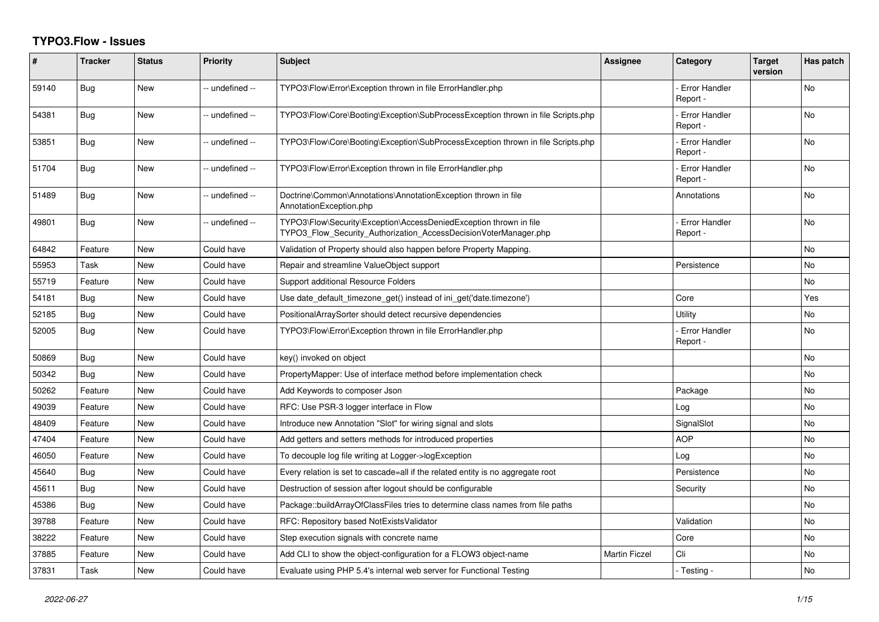# TYPO3.Flow - Issues

| # | Tracker | Status | Priority | Subject | Assignee | Category | Target version | Has patch |
|---|---|---|---|---|---|---|---|---|
| 59140 | Bug | New | -- undefined -- | TYPO3\Flow\Error\Exception thrown in file ErrorHandler.php | | - Error Handler Report - | | No |
| 54381 | Bug | New | -- undefined -- | TYPO3\Flow\Core\Booting\Exception\SubProcessException thrown in file Scripts.php | | - Error Handler Report - | | No |
| 53851 | Bug | New | -- undefined -- | TYPO3\Flow\Core\Booting\Exception\SubProcessException thrown in file Scripts.php | | - Error Handler Report - | | No |
| 51704 | Bug | New | -- undefined -- | TYPO3\Flow\Error\Exception thrown in file ErrorHandler.php | | - Error Handler Report - | | No |
| 51489 | Bug | New | -- undefined -- | Doctrine\Common\Annotations\AnnotationException thrown in file AnnotationException.php | | Annotations | | No |
| 49801 | Bug | New | -- undefined -- | TYPO3\Flow\Security\Exception\AccessDeniedException thrown in file TYPO3_Flow_Security_Authorization_AccessDecisionVoterManager.php | | - Error Handler Report - | | No |
| 64842 | Feature | New | Could have | Validation of Property should also happen before Property Mapping. | | | | No |
| 55953 | Task | New | Could have | Repair and streamline ValueObject support | | Persistence | | No |
| 55719 | Feature | New | Could have | Support additional Resource Folders | | | | No |
| 54181 | Bug | New | Could have | Use date_default_timezone_get() instead of ini_get('date.timezone') | | Core | | Yes |
| 52185 | Bug | New | Could have | PositionalArraySorter should detect recursive dependencies | | Utility | | No |
| 52005 | Bug | New | Could have | TYPO3\Flow\Error\Exception thrown in file ErrorHandler.php | | - Error Handler Report - | | No |
| 50869 | Bug | New | Could have | key() invoked on object | | | | No |
| 50342 | Bug | New | Could have | PropertyMapper: Use of interface method before implementation check | | | | No |
| 50262 | Feature | New | Could have | Add Keywords to composer Json | | Package | | No |
| 49039 | Feature | New | Could have | RFC: Use PSR-3 logger interface in Flow | | Log | | No |
| 48409 | Feature | New | Could have | Introduce new Annotation "Slot" for wiring signal and slots | | SignalSlot | | No |
| 47404 | Feature | New | Could have | Add getters and setters methods for introduced properties | | AOP | | No |
| 46050 | Feature | New | Could have | To decouple log file writing at Logger->logException | | Log | | No |
| 45640 | Bug | New | Could have | Every relation is set to cascade=all if the related entity is no aggregate root | | Persistence | | No |
| 45611 | Bug | New | Could have | Destruction of session after logout should be configurable | | Security | | No |
| 45386 | Bug | New | Could have | Package::buildArrayOfClassFiles tries to determine class names from file paths | | | | No |
| 39788 | Feature | New | Could have | RFC: Repository based NotExistsValidator | | Validation | | No |
| 38222 | Feature | New | Could have | Step execution signals with concrete name | | Core | | No |
| 37885 | Feature | New | Could have | Add CLI to show the object-configuration for a FLOW3 object-name | Martin Ficzel | Cli | | No |
| 37831 | Task | New | Could have | Evaluate using PHP 5.4's internal web server for Functional Testing | | - Testing - | | No |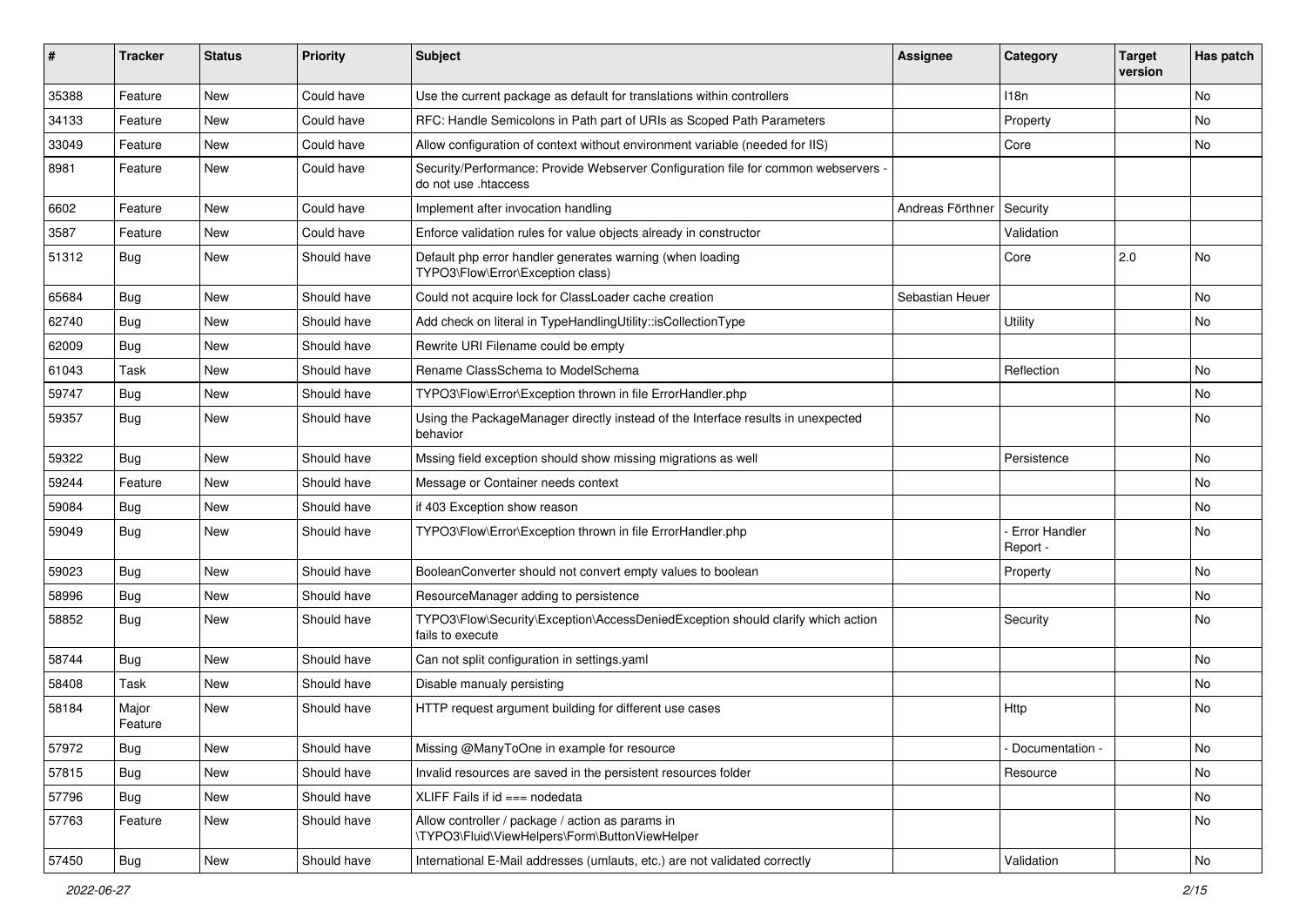| # | Tracker | Status | Priority | Subject | Assignee | Category | Target version | Has patch |
|---|---|---|---|---|---|---|---|---|
| 35388 | Feature | New | Could have | Use the current package as default for translations within controllers | | I18n | | No |
| 34133 | Feature | New | Could have | RFC: Handle Semicolons in Path part of URIs as Scoped Path Parameters | | Property | | No |
| 33049 | Feature | New | Could have | Allow configuration of context without environment variable (needed for IIS) | | Core | | No |
| 8981 | Feature | New | Could have | Security/Performance: Provide Webserver Configuration file for common webservers - do not use .htaccess | | | | |
| 6602 | Feature | New | Could have | Implement after invocation handling | Andreas Förthner | Security | | |
| 3587 | Feature | New | Could have | Enforce validation rules for value objects already in constructor | | Validation | | |
| 51312 | Bug | New | Should have | Default php error handler generates warning (when loading TYPO3\Flow\Error\Exception class) | | Core | 2.0 | No |
| 65684 | Bug | New | Should have | Could not acquire lock for ClassLoader cache creation | Sebastian Heuer | | | No |
| 62740 | Bug | New | Should have | Add check on literal in TypeHandlingUtility::isCollectionType | | Utility | | No |
| 62009 | Bug | New | Should have | Rewrite URI Filename could be empty | | | | |
| 61043 | Task | New | Should have | Rename ClassSchema to ModelSchema | | Reflection | | No |
| 59747 | Bug | New | Should have | TYPO3\Flow\Error\Exception thrown in file ErrorHandler.php | | | | No |
| 59357 | Bug | New | Should have | Using the PackageManager directly instead of the Interface results in unexpected behavior | | | | No |
| 59322 | Bug | New | Should have | Mssing field exception should show missing migrations as well | | Persistence | | No |
| 59244 | Feature | New | Should have | Message or Container needs context | | | | No |
| 59084 | Bug | New | Should have | if 403 Exception show reason | | | | No |
| 59049 | Bug | New | Should have | TYPO3\Flow\Error\Exception thrown in file ErrorHandler.php | | - Error Handler Report - | | No |
| 59023 | Bug | New | Should have | BooleanConverter should not convert empty values to boolean | | Property | | No |
| 58996 | Bug | New | Should have | ResourceManager adding to persistence | | | | No |
| 58852 | Bug | New | Should have | TYPO3\Flow\Security\Exception\AccessDeniedException should clarify which action fails to execute | | Security | | No |
| 58744 | Bug | New | Should have | Can not split configuration in settings.yaml | | | | No |
| 58408 | Task | New | Should have | Disable manualy persisting | | | | No |
| 58184 | Major Feature | New | Should have | HTTP request argument building for different use cases | | Http | | No |
| 57972 | Bug | New | Should have | Missing @ManyToOne in example for resource | | - Documentation - | | No |
| 57815 | Bug | New | Should have | Invalid resources are saved in the persistent resources folder | | Resource | | No |
| 57796 | Bug | New | Should have | XLIFF Fails if id === nodedata | | | | No |
| 57763 | Feature | New | Should have | Allow controller / package / action as params in \TYPO3\Fluid\ViewHelpers\Form\ButtonViewHelper | | | | No |
| 57450 | Bug | New | Should have | International E-Mail addresses (umlauts, etc.) are not validated correctly | | Validation | | No |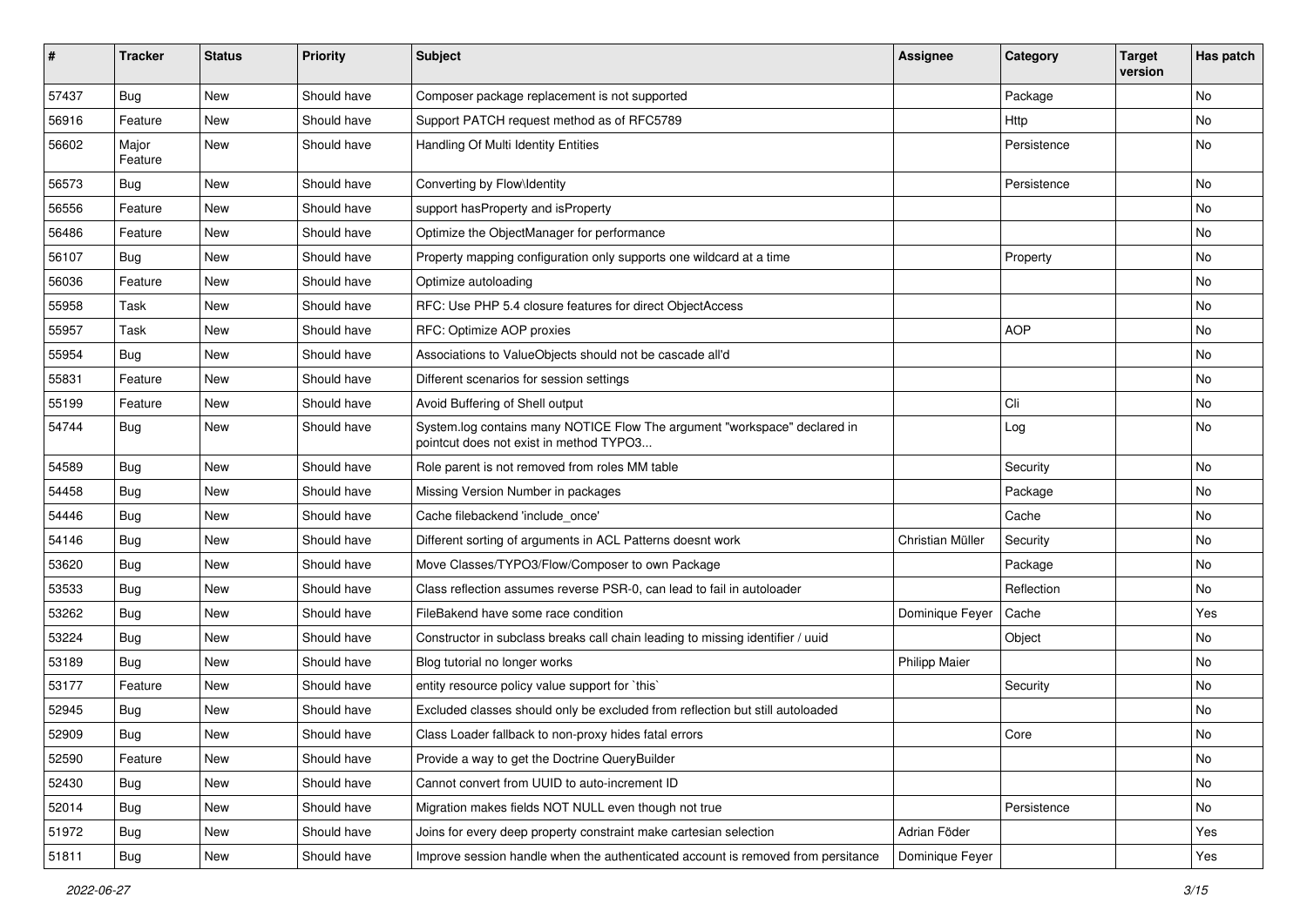| # | Tracker | Status | Priority | Subject | Assignee | Category | Target version | Has patch |
|---|---|---|---|---|---|---|---|---|
| 57437 | Bug | New | Should have | Composer package replacement is not supported | | Package | | No |
| 56916 | Feature | New | Should have | Support PATCH request method as of RFC5789 | | Http | | No |
| 56602 | Major Feature | New | Should have | Handling Of Multi Identity Entities | | Persistence | | No |
| 56573 | Bug | New | Should have | Converting by Flow\Identity | | Persistence | | No |
| 56556 | Feature | New | Should have | support hasProperty and isProperty | | | | No |
| 56486 | Feature | New | Should have | Optimize the ObjectManager for performance | | | | No |
| 56107 | Bug | New | Should have | Property mapping configuration only supports one wildcard at a time | | Property | | No |
| 56036 | Feature | New | Should have | Optimize autoloading | | | | No |
| 55958 | Task | New | Should have | RFC: Use PHP 5.4 closure features for direct ObjectAccess | | | | No |
| 55957 | Task | New | Should have | RFC: Optimize AOP proxies | | AOP | | No |
| 55954 | Bug | New | Should have | Associations to ValueObjects should not be cascade all'd | | | | No |
| 55831 | Feature | New | Should have | Different scenarios for session settings | | | | No |
| 55199 | Feature | New | Should have | Avoid Buffering of Shell output | | Cli | | No |
| 54744 | Bug | New | Should have | System.log contains many NOTICE Flow The argument "workspace" declared in pointcut does not exist in method TYPO3... | | Log | | No |
| 54589 | Bug | New | Should have | Role parent is not removed from roles MM table | | Security | | No |
| 54458 | Bug | New | Should have | Missing Version Number in packages | | Package | | No |
| 54446 | Bug | New | Should have | Cache filebackend 'include_once' | | Cache | | No |
| 54146 | Bug | New | Should have | Different sorting of arguments in ACL Patterns doesnt work | Christian Müller | Security | | No |
| 53620 | Bug | New | Should have | Move Classes/TYPO3/Flow/Composer to own Package | | Package | | No |
| 53533 | Bug | New | Should have | Class reflection assumes reverse PSR-0, can lead to fail in autoloader | | Reflection | | No |
| 53262 | Bug | New | Should have | FileBakend have some race condition | Dominique Feyer | Cache | | Yes |
| 53224 | Bug | New | Should have | Constructor in subclass breaks call chain leading to missing identifier / uuid | | Object | | No |
| 53189 | Bug | New | Should have | Blog tutorial no longer works | Philipp Maier | | | No |
| 53177 | Feature | New | Should have | entity resource policy value support for `this` | | Security | | No |
| 52945 | Bug | New | Should have | Excluded classes should only be excluded from reflection but still autoloaded | | | | No |
| 52909 | Bug | New | Should have | Class Loader fallback to non-proxy hides fatal errors | | Core | | No |
| 52590 | Feature | New | Should have | Provide a way to get the Doctrine QueryBuilder | | | | No |
| 52430 | Bug | New | Should have | Cannot convert from UUID to auto-increment ID | | | | No |
| 52014 | Bug | New | Should have | Migration makes fields NOT NULL even though not true | | Persistence | | No |
| 51972 | Bug | New | Should have | Joins for every deep property constraint make cartesian selection | Adrian Föder | | | Yes |
| 51811 | Bug | New | Should have | Improve session handle when the authenticated account is removed from persitance | Dominique Feyer | | | Yes |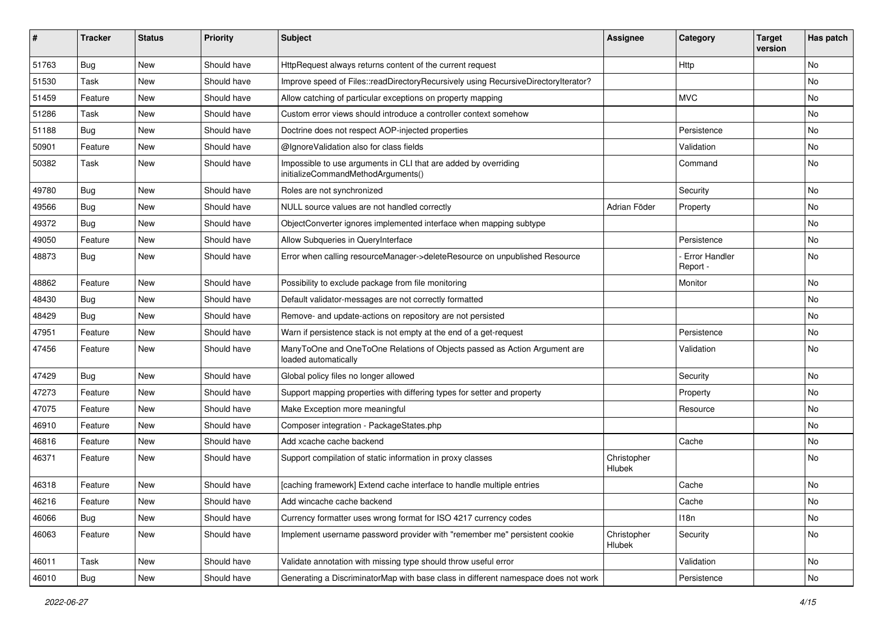| # | Tracker | Status | Priority | Subject | Assignee | Category | Target version | Has patch |
|---|---|---|---|---|---|---|---|---|
| 51763 | Bug | New | Should have | HttpRequest always returns content of the current request | | Http | | No |
| 51530 | Task | New | Should have | Improve speed of Files::readDirectoryRecursively using RecursiveDirectoryIterator? | | | | No |
| 51459 | Feature | New | Should have | Allow catching of particular exceptions on property mapping | | MVC | | No |
| 51286 | Task | New | Should have | Custom error views should introduce a controller context somehow | | | | No |
| 51188 | Bug | New | Should have | Doctrine does not respect AOP-injected properties | | Persistence | | No |
| 50901 | Feature | New | Should have | @IgnoreValidation also for class fields | | Validation | | No |
| 50382 | Task | New | Should have | Impossible to use arguments in CLI that are added by overriding initializeCommandMethodArguments() | | Command | | No |
| 49780 | Bug | New | Should have | Roles are not synchronized | | Security | | No |
| 49566 | Bug | New | Should have | NULL source values are not handled correctly | Adrian Föder | Property | | No |
| 49372 | Bug | New | Should have | ObjectConverter ignores implemented interface when mapping subtype | | | | No |
| 49050 | Feature | New | Should have | Allow Subqueries in QueryInterface | | Persistence | | No |
| 48873 | Bug | New | Should have | Error when calling resourceManager->deleteResource on unpublished Resource | | - Error Handler Report - | | No |
| 48862 | Feature | New | Should have | Possibility to exclude package from file monitoring | | Monitor | | No |
| 48430 | Bug | New | Should have | Default validator-messages are not correctly formatted | | | | No |
| 48429 | Bug | New | Should have | Remove- and update-actions on repository are not persisted | | | | No |
| 47951 | Feature | New | Should have | Warn if persistence stack is not empty at the end of a get-request | | Persistence | | No |
| 47456 | Feature | New | Should have | ManyToOne and OneToOne Relations of Objects passed as Action Argument are loaded automatically | | Validation | | No |
| 47429 | Bug | New | Should have | Global policy files no longer allowed | | Security | | No |
| 47273 | Feature | New | Should have | Support mapping properties with differing types for setter and property | | Property | | No |
| 47075 | Feature | New | Should have | Make Exception more meaningful | | Resource | | No |
| 46910 | Feature | New | Should have | Composer integration - PackageStates.php | | | | No |
| 46816 | Feature | New | Should have | Add xcache cache backend | | Cache | | No |
| 46371 | Feature | New | Should have | Support compilation of static information in proxy classes | Christopher Hlubek | | | No |
| 46318 | Feature | New | Should have | [caching framework] Extend cache interface to handle multiple entries | | Cache | | No |
| 46216 | Feature | New | Should have | Add wincache cache backend | | Cache | | No |
| 46066 | Bug | New | Should have | Currency formatter uses wrong format for ISO 4217 currency codes | | I18n | | No |
| 46063 | Feature | New | Should have | Implement username password provider with "remember me" persistent cookie | Christopher Hlubek | Security | | No |
| 46011 | Task | New | Should have | Validate annotation with missing type should throw useful error | | Validation | | No |
| 46010 | Bug | New | Should have | Generating a DiscriminatorMap with base class in different namespace does not work | | Persistence | | No |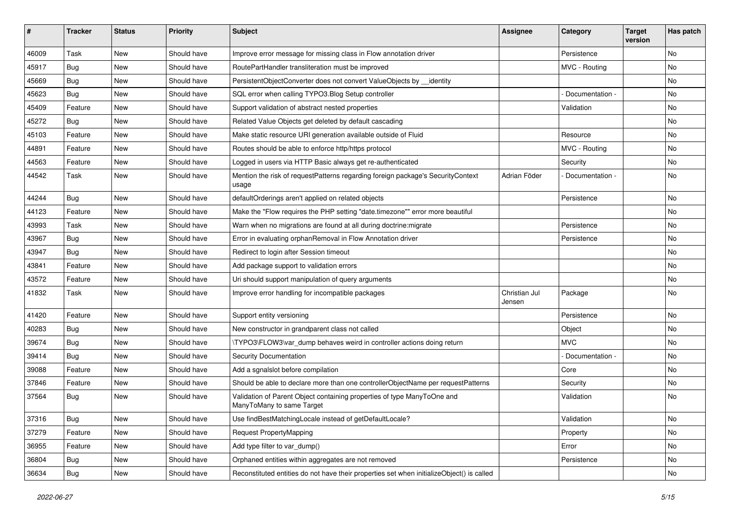| # | Tracker | Status | Priority | Subject | Assignee | Category | Target version | Has patch |
|---|---|---|---|---|---|---|---|---|
| 46009 | Task | New | Should have | Improve error message for missing class in Flow annotation driver | | Persistence | | No |
| 45917 | Bug | New | Should have | RoutePartHandler transliteration must be improved | | MVC - Routing | | No |
| 45669 | Bug | New | Should have | PersistentObjectConverter does not convert ValueObjects by __identity | | | | No |
| 45623 | Bug | New | Should have | SQL error when calling TYPO3.Blog Setup controller | | - Documentation - | | No |
| 45409 | Feature | New | Should have | Support validation of abstract nested properties | | Validation | | No |
| 45272 | Bug | New | Should have | Related Value Objects get deleted by default cascading | | | | No |
| 45103 | Feature | New | Should have | Make static resource URI generation available outside of Fluid | | Resource | | No |
| 44891 | Feature | New | Should have | Routes should be able to enforce http/https protocol | | MVC - Routing | | No |
| 44563 | Feature | New | Should have | Logged in users via HTTP Basic always get re-authenticated | | Security | | No |
| 44542 | Task | New | Should have | Mention the risk of requestPatterns regarding foreign package's SecurityContext usage | Adrian Föder | - Documentation - | | No |
| 44244 | Bug | New | Should have | defaultOrderings aren't applied on related objects | | Persistence | | No |
| 44123 | Feature | New | Should have | Make the "Flow requires the PHP setting "date.timezone"" error more beautiful | | | | No |
| 43993 | Task | New | Should have | Warn when no migrations are found at all during doctrine:migrate | | Persistence | | No |
| 43967 | Bug | New | Should have | Error in evaluating orphanRemoval in Flow Annotation driver | | Persistence | | No |
| 43947 | Bug | New | Should have | Redirect to login after Session timeout | | | | No |
| 43841 | Feature | New | Should have | Add package support to validation errors | | | | No |
| 43572 | Feature | New | Should have | Uri should support manipulation of query arguments | | | | No |
| 41832 | Task | New | Should have | Improve error handling for incompatible packages | Christian Jul Jensen | Package | | No |
| 41420 | Feature | New | Should have | Support entity versioning | | Persistence | | No |
| 40283 | Bug | New | Should have | New constructor in grandparent class not called | | Object | | No |
| 39674 | Bug | New | Should have | \TYPO3\FLOW3\var_dump behaves weird in controller actions doing return | | MVC | | No |
| 39414 | Bug | New | Should have | Security Documentation | | - Documentation - | | No |
| 39088 | Feature | New | Should have | Add a sgnalslot before compilation | | Core | | No |
| 37846 | Feature | New | Should have | Should be able to declare more than one controllerObjectName per requestPatterns | | Security | | No |
| 37564 | Bug | New | Should have | Validation of Parent Object containing properties of type ManyToOne and ManyToMany to same Target | | Validation | | No |
| 37316 | Bug | New | Should have | Use findBestMatchingLocale instead of getDefaultLocale? | | Validation | | No |
| 37279 | Feature | New | Should have | Request PropertyMapping | | Property | | No |
| 36955 | Feature | New | Should have | Add type filter to var_dump() | | Error | | No |
| 36804 | Bug | New | Should have | Orphaned entities within aggregates are not removed | | Persistence | | No |
| 36634 | Bug | New | Should have | Reconstituted entities do not have their properties set when initializeObject() is called | | | | No |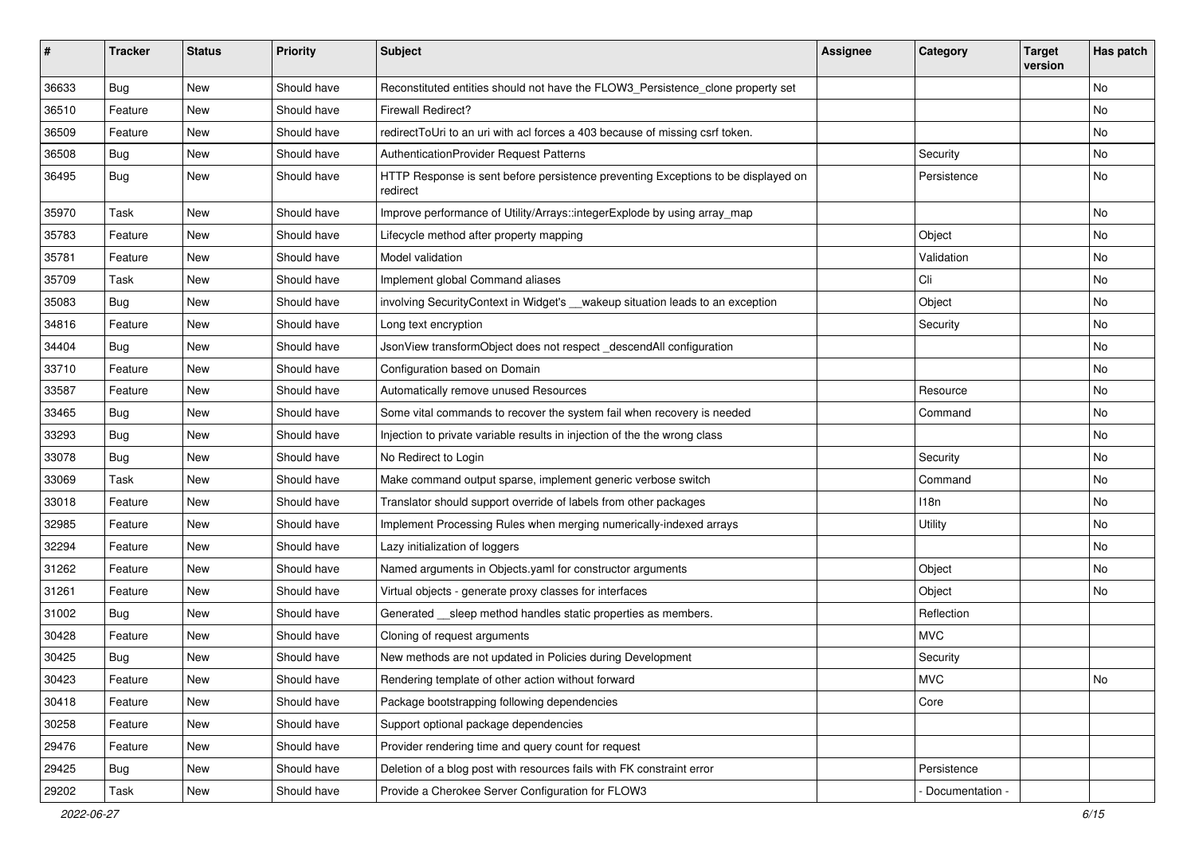| # | Tracker | Status | Priority | Subject | Assignee | Category | Target version | Has patch |
|---|---|---|---|---|---|---|---|---|
| 36633 | Bug | New | Should have | Reconstituted entities should not have the FLOW3_Persistence_clone property set | | | | No |
| 36510 | Feature | New | Should have | Firewall Redirect? | | | | No |
| 36509 | Feature | New | Should have | redirectToUri to an uri with acl forces a 403 because of missing csrf token. | | | | No |
| 36508 | Bug | New | Should have | AuthenticationProvider Request Patterns | | Security | | No |
| 36495 | Bug | New | Should have | HTTP Response is sent before persistence preventing Exceptions to be displayed on redirect | | Persistence | | No |
| 35970 | Task | New | Should have | Improve performance of Utility/Arrays::integerExplode by using array_map | | | | No |
| 35783 | Feature | New | Should have | Lifecycle method after property mapping | | Object | | No |
| 35781 | Feature | New | Should have | Model validation | | Validation | | No |
| 35709 | Task | New | Should have | Implement global Command aliases | | Cli | | No |
| 35083 | Bug | New | Should have | involving SecurityContext in Widget's __wakeup situation leads to an exception | | Object | | No |
| 34816 | Feature | New | Should have | Long text encryption | | Security | | No |
| 34404 | Bug | New | Should have | JsonView transformObject does not respect _descendAll configuration | | | | No |
| 33710 | Feature | New | Should have | Configuration based on Domain | | | | No |
| 33587 | Feature | New | Should have | Automatically remove unused Resources | | Resource | | No |
| 33465 | Bug | New | Should have | Some vital commands to recover the system fail when recovery is needed | | Command | | No |
| 33293 | Bug | New | Should have | Injection to private variable results in injection of the the wrong class | | | | No |
| 33078 | Bug | New | Should have | No Redirect to Login | | Security | | No |
| 33069 | Task | New | Should have | Make command output sparse, implement generic verbose switch | | Command | | No |
| 33018 | Feature | New | Should have | Translator should support override of labels from other packages | | I18n | | No |
| 32985 | Feature | New | Should have | Implement Processing Rules when merging numerically-indexed arrays | | Utility | | No |
| 32294 | Feature | New | Should have | Lazy initialization of loggers | | | | No |
| 31262 | Feature | New | Should have | Named arguments in Objects.yaml for constructor arguments | | Object | | No |
| 31261 | Feature | New | Should have | Virtual objects - generate proxy classes for interfaces | | Object | | No |
| 31002 | Bug | New | Should have | Generated __sleep method handles static properties as members. | | Reflection | | |
| 30428 | Feature | New | Should have | Cloning of request arguments | | MVC | | |
| 30425 | Bug | New | Should have | New methods are not updated in Policies during Development | | Security | | |
| 30423 | Feature | New | Should have | Rendering template of other action without forward | | MVC | | No |
| 30418 | Feature | New | Should have | Package bootstrapping following dependencies | | Core | | |
| 30258 | Feature | New | Should have | Support optional package dependencies | | | | |
| 29476 | Feature | New | Should have | Provider rendering time and query count for request | | | | |
| 29425 | Bug | New | Should have | Deletion of a blog post with resources fails with FK constraint error | | Persistence | | |
| 29202 | Task | New | Should have | Provide a Cherokee Server Configuration for FLOW3 | | - Documentation - | | |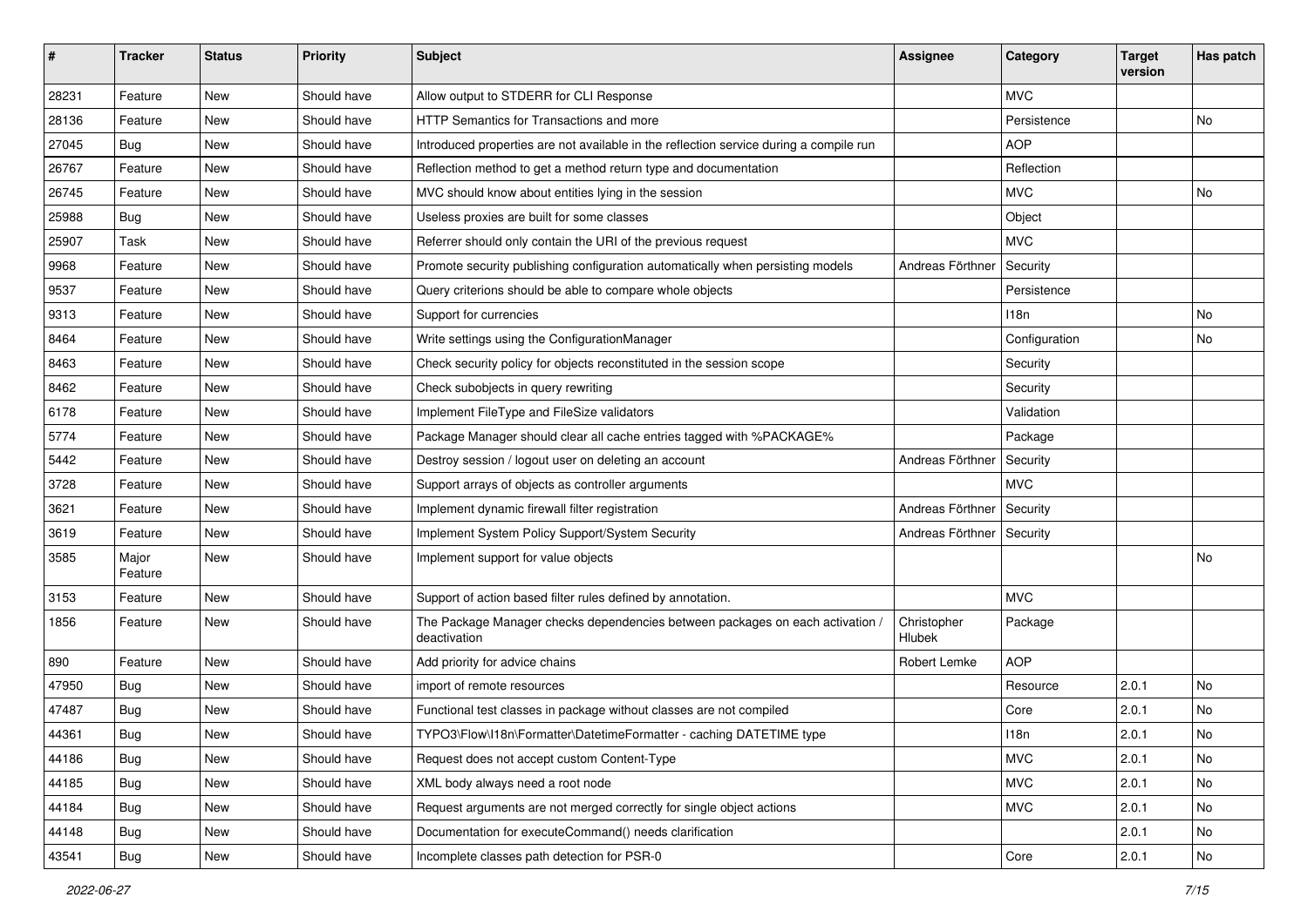| # | Tracker | Status | Priority | Subject | Assignee | Category | Target version | Has patch |
|---|---|---|---|---|---|---|---|---|
| 28231 | Feature | New | Should have | Allow output to STDERR for CLI Response | | MVC | | |
| 28136 | Feature | New | Should have | HTTP Semantics for Transactions and more | | Persistence | | No |
| 27045 | Bug | New | Should have | Introduced properties are not available in the reflection service during a compile run | | AOP | | |
| 26767 | Feature | New | Should have | Reflection method to get a method return type and documentation | | Reflection | | |
| 26745 | Feature | New | Should have | MVC should know about entities lying in the session | | MVC | | No |
| 25988 | Bug | New | Should have | Useless proxies are built for some classes | | Object | | |
| 25907 | Task | New | Should have | Referrer should only contain the URI of the previous request | | MVC | | |
| 9968 | Feature | New | Should have | Promote security publishing configuration automatically when persisting models | Andreas Förthner | Security | | |
| 9537 | Feature | New | Should have | Query criterions should be able to compare whole objects | | Persistence | | |
| 9313 | Feature | New | Should have | Support for currencies | | I18n | | No |
| 8464 | Feature | New | Should have | Write settings using the ConfigurationManager | | Configuration | | No |
| 8463 | Feature | New | Should have | Check security policy for objects reconstituted in the session scope | | Security | | |
| 8462 | Feature | New | Should have | Check subobjects in query rewriting | | Security | | |
| 6178 | Feature | New | Should have | Implement FileType and FileSize validators | | Validation | | |
| 5774 | Feature | New | Should have | Package Manager should clear all cache entries tagged with %PACKAGE% | | Package | | |
| 5442 | Feature | New | Should have | Destroy session / logout user on deleting an account | Andreas Förthner | Security | | |
| 3728 | Feature | New | Should have | Support arrays of objects as controller arguments | | MVC | | |
| 3621 | Feature | New | Should have | Implement dynamic firewall filter registration | Andreas Förthner | Security | | |
| 3619 | Feature | New | Should have | Implement System Policy Support/System Security | Andreas Förthner | Security | | |
| 3585 | Major Feature | New | Should have | Implement support for value objects | | | | No |
| 3153 | Feature | New | Should have | Support of action based filter rules defined by annotation. | | MVC | | |
| 1856 | Feature | New | Should have | The Package Manager checks dependencies between packages on each activation / deactivation | Christopher Hlubek | Package | | |
| 890 | Feature | New | Should have | Add priority for advice chains | Robert Lemke | AOP | | |
| 47950 | Bug | New | Should have | import of remote resources | | Resource | 2.0.1 | No |
| 47487 | Bug | New | Should have | Functional test classes in package without classes are not compiled | | Core | 2.0.1 | No |
| 44361 | Bug | New | Should have | TYPO3\Flow\I18n\Formatter\DatetimeFormatter - caching DATETIME type | | I18n | 2.0.1 | No |
| 44186 | Bug | New | Should have | Request does not accept custom Content-Type | | MVC | 2.0.1 | No |
| 44185 | Bug | New | Should have | XML body always need a root node | | MVC | 2.0.1 | No |
| 44184 | Bug | New | Should have | Request arguments are not merged correctly for single object actions | | MVC | 2.0.1 | No |
| 44148 | Bug | New | Should have | Documentation for executeCommand() needs clarification | | | 2.0.1 | No |
| 43541 | Bug | New | Should have | Incomplete classes path detection for PSR-0 | | Core | 2.0.1 | No |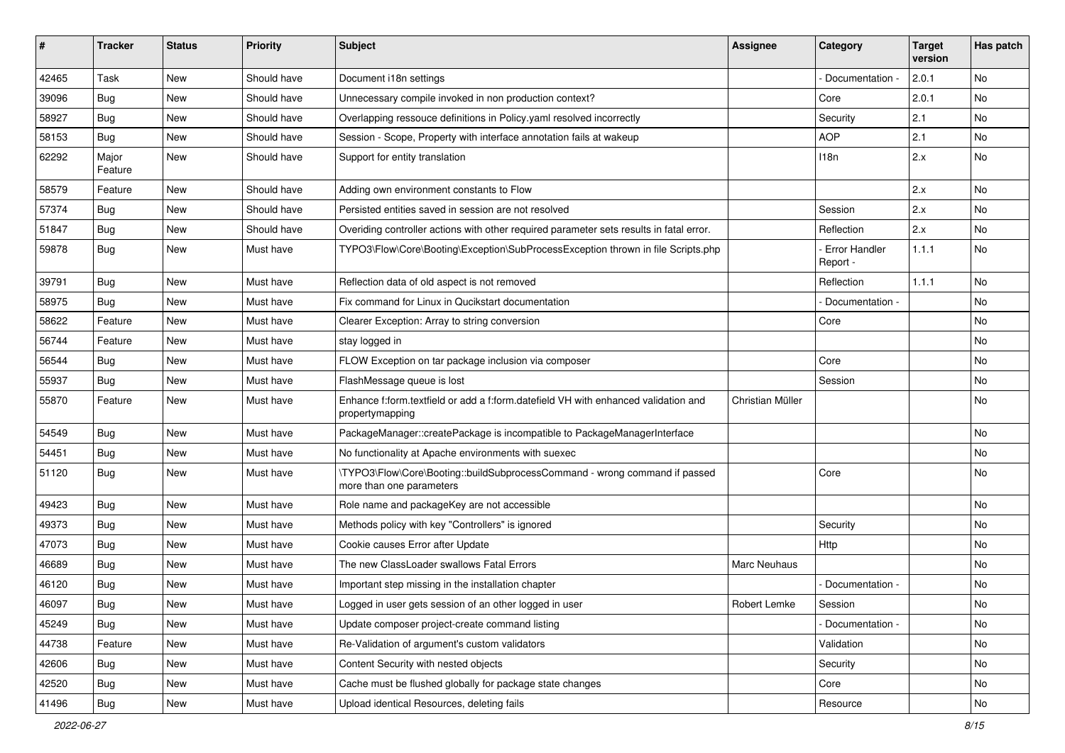| # | Tracker | Status | Priority | Subject | Assignee | Category | Target version | Has patch |
|---|---|---|---|---|---|---|---|---|
| 42465 | Task | New | Should have | Document i18n settings | | - Documentation - | 2.0.1 | No |
| 39096 | Bug | New | Should have | Unnecessary compile invoked in non production context? | | Core | 2.0.1 | No |
| 58927 | Bug | New | Should have | Overlapping ressouce definitions in Policy.yaml resolved incorrectly | | Security | 2.1 | No |
| 58153 | Bug | New | Should have | Session - Scope, Property with interface annotation fails at wakeup | | AOP | 2.1 | No |
| 62292 | Major Feature | New | Should have | Support for entity translation | | I18n | 2.x | No |
| 58579 | Feature | New | Should have | Adding own environment constants to Flow | | | 2.x | No |
| 57374 | Bug | New | Should have | Persisted entities saved in session are not resolved | | Session | 2.x | No |
| 51847 | Bug | New | Should have | Overiding controller actions with other required parameter sets results in fatal error. | | Reflection | 2.x | No |
| 59878 | Bug | New | Must have | TYPO3\Flow\Core\Booting\Exception\SubProcessException thrown in file Scripts.php | | - Error Handler Report - | 1.1.1 | No |
| 39791 | Bug | New | Must have | Reflection data of old aspect is not removed | | Reflection | 1.1.1 | No |
| 58975 | Bug | New | Must have | Fix command for Linux in Qucikstart documentation | | - Documentation - | | No |
| 58622 | Feature | New | Must have | Clearer Exception: Array to string conversion | | Core | | No |
| 56744 | Feature | New | Must have | stay logged in | | | | No |
| 56544 | Bug | New | Must have | FLOW Exception on tar package inclusion via composer | | Core | | No |
| 55937 | Bug | New | Must have | FlashMessage queue is lost | | Session | | No |
| 55870 | Feature | New | Must have | Enhance f:form.textfield or add a f:form.datefield VH with enhanced validation and propertymapping | Christian Müller | | | No |
| 54549 | Bug | New | Must have | PackageManager::createPackage is incompatible to PackageManagerInterface | | | | No |
| 54451 | Bug | New | Must have | No functionality at Apache environments with suexec | | | | No |
| 51120 | Bug | New | Must have | \TYPO3\Flow\Core\Booting::buildSubprocessCommand - wrong command if passed more than one parameters | | Core | | No |
| 49423 | Bug | New | Must have | Role name and packageKey are not accessible | | | | No |
| 49373 | Bug | New | Must have | Methods policy with key "Controllers" is ignored | | Security | | No |
| 47073 | Bug | New | Must have | Cookie causes Error after Update | | Http | | No |
| 46689 | Bug | New | Must have | The new ClassLoader swallows Fatal Errors | Marc Neuhaus | | | No |
| 46120 | Bug | New | Must have | Important step missing in the installation chapter | | - Documentation - | | No |
| 46097 | Bug | New | Must have | Logged in user gets session of an other logged in user | Robert Lemke | Session | | No |
| 45249 | Bug | New | Must have | Update composer project-create command listing | | - Documentation - | | No |
| 44738 | Feature | New | Must have | Re-Validation of argument's custom validators | | Validation | | No |
| 42606 | Bug | New | Must have | Content Security with nested objects | | Security | | No |
| 42520 | Bug | New | Must have | Cache must be flushed globally for package state changes | | Core | | No |
| 41496 | Bug | New | Must have | Upload identical Resources, deleting fails | | Resource | | No |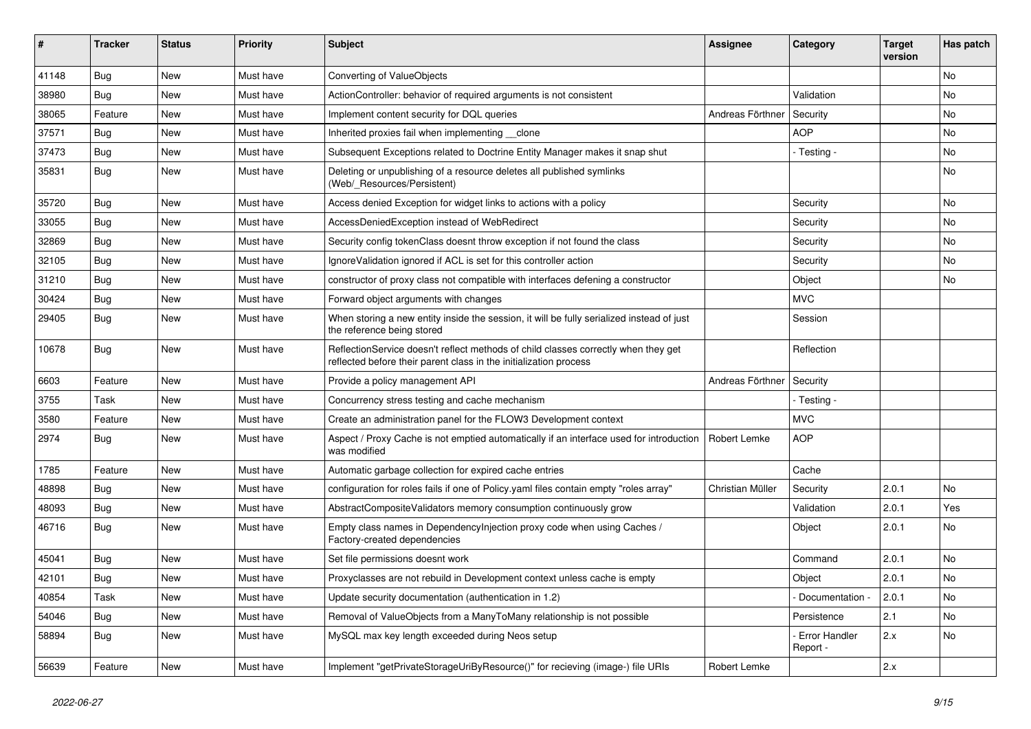| # | Tracker | Status | Priority | Subject | Assignee | Category | Target version | Has patch |
|---|---|---|---|---|---|---|---|---|
| 41148 | Bug | New | Must have | Converting of ValueObjects | | | | No |
| 38980 | Bug | New | Must have | ActionController: behavior of required arguments is not consistent | | Validation | | No |
| 38065 | Feature | New | Must have | Implement content security for DQL queries | Andreas Förthner | Security | | No |
| 37571 | Bug | New | Must have | Inherited proxies fail when implementing __clone | | AOP | | No |
| 37473 | Bug | New | Must have | Subsequent Exceptions related to Doctrine Entity Manager makes it snap shut | | - Testing - | | No |
| 35831 | Bug | New | Must have | Deleting or unpublishing of a resource deletes all published symlinks (Web/_Resources/Persistent) | | | | No |
| 35720 | Bug | New | Must have | Access denied Exception for widget links to actions with a policy | | Security | | No |
| 33055 | Bug | New | Must have | AccessDeniedException instead of WebRedirect | | Security | | No |
| 32869 | Bug | New | Must have | Security config tokenClass doesnt throw exception if not found the class | | Security | | No |
| 32105 | Bug | New | Must have | IgnoreValidation ignored if ACL is set for this controller action | | Security | | No |
| 31210 | Bug | New | Must have | constructor of proxy class not compatible with interfaces defening a constructor | | Object | | No |
| 30424 | Bug | New | Must have | Forward object arguments with changes | | MVC | | |
| 29405 | Bug | New | Must have | When storing a new entity inside the session, it will be fully serialized instead of just the reference being stored | | Session | | |
| 10678 | Bug | New | Must have | ReflectionService doesn't reflect methods of child classes correctly when they get reflected before their parent class in the initialization process | | Reflection | | |
| 6603 | Feature | New | Must have | Provide a policy management API | Andreas Förthner | Security | | |
| 3755 | Task | New | Must have | Concurrency stress testing and cache mechanism | | - Testing - | | |
| 3580 | Feature | New | Must have | Create an administration panel for the FLOW3 Development context | | MVC | | |
| 2974 | Bug | New | Must have | Aspect / Proxy Cache is not emptied automatically if an interface used for introduction was modified | Robert Lemke | AOP | | |
| 1785 | Feature | New | Must have | Automatic garbage collection for expired cache entries | | Cache | | |
| 48898 | Bug | New | Must have | configuration for roles fails if one of Policy.yaml files contain empty "roles array" | Christian Müller | Security | 2.0.1 | No |
| 48093 | Bug | New | Must have | AbstractCompositeValidators memory consumption continuously grow | | Validation | 2.0.1 | Yes |
| 46716 | Bug | New | Must have | Empty class names in DependencyInjection proxy code when using Caches / Factory-created dependencies | | Object | 2.0.1 | No |
| 45041 | Bug | New | Must have | Set file permissions doesnt work | | Command | 2.0.1 | No |
| 42101 | Bug | New | Must have | Proxyclasses are not rebuild in Development context unless cache is empty | | Object | 2.0.1 | No |
| 40854 | Task | New | Must have | Update security documentation (authentication in 1.2) | | - Documentation - | 2.0.1 | No |
| 54046 | Bug | New | Must have | Removal of ValueObjects from a ManyToMany relationship is not possible | | Persistence | 2.1 | No |
| 58894 | Bug | New | Must have | MySQL max key length exceeded during Neos setup | | - Error Handler Report - | 2.x | No |
| 56639 | Feature | New | Must have | Implement "getPrivateStorageUriByResource()" for recieving (image-) file URIs | Robert Lemke | | 2.x | |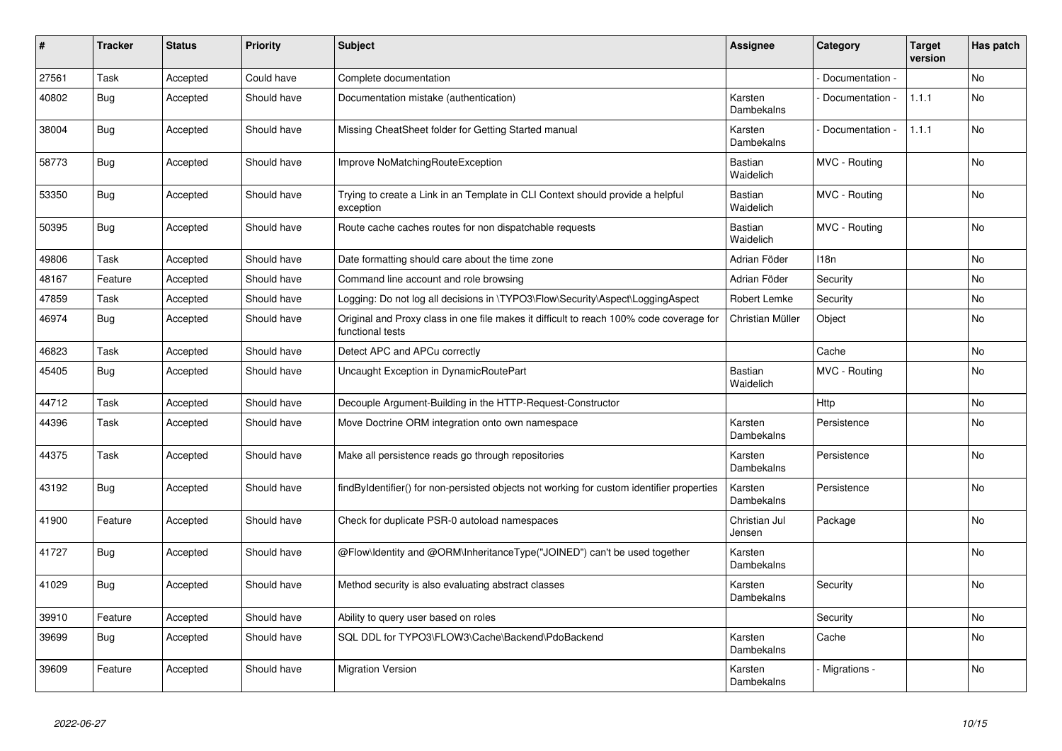| # | Tracker | Status | Priority | Subject | Assignee | Category | Target version | Has patch |
|---|---|---|---|---|---|---|---|---|
| 27561 | Task | Accepted | Could have | Complete documentation | | - Documentation - | | No |
| 40802 | Bug | Accepted | Should have | Documentation mistake (authentication) | Karsten Dambekalns | - Documentation - | 1.1.1 | No |
| 38004 | Bug | Accepted | Should have | Missing CheatSheet folder for Getting Started manual | Karsten Dambekalns | - Documentation - | 1.1.1 | No |
| 58773 | Bug | Accepted | Should have | Improve NoMatchingRouteException | Bastian Waidelich | MVC - Routing | | No |
| 53350 | Bug | Accepted | Should have | Trying to create a Link in an Template in CLI Context should provide a helpful exception | Bastian Waidelich | MVC - Routing | | No |
| 50395 | Bug | Accepted | Should have | Route cache caches routes for non dispatchable requests | Bastian Waidelich | MVC - Routing | | No |
| 49806 | Task | Accepted | Should have | Date formatting should care about the time zone | Adrian Föder | I18n | | No |
| 48167 | Feature | Accepted | Should have | Command line account and role browsing | Adrian Föder | Security | | No |
| 47859 | Task | Accepted | Should have | Logging: Do not log all decisions in \TYPO3\Flow\Security\Aspect\LoggingAspect | Robert Lemke | Security | | No |
| 46974 | Bug | Accepted | Should have | Original and Proxy class in one file makes it difficult to reach 100% code coverage for functional tests | Christian Müller | Object | | No |
| 46823 | Task | Accepted | Should have | Detect APC and APCu correctly | | Cache | | No |
| 45405 | Bug | Accepted | Should have | Uncaught Exception in DynamicRoutePart | Bastian Waidelich | MVC - Routing | | No |
| 44712 | Task | Accepted | Should have | Decouple Argument-Building in the HTTP-Request-Constructor | | Http | | No |
| 44396 | Task | Accepted | Should have | Move Doctrine ORM integration onto own namespace | Karsten Dambekalns | Persistence | | No |
| 44375 | Task | Accepted | Should have | Make all persistence reads go through repositories | Karsten Dambekalns | Persistence | | No |
| 43192 | Bug | Accepted | Should have | findByIdentifier() for non-persisted objects not working for custom identifier properties | Karsten Dambekalns | Persistence | | No |
| 41900 | Feature | Accepted | Should have | Check for duplicate PSR-0 autoload namespaces | Christian Jul Jensen | Package | | No |
| 41727 | Bug | Accepted | Should have | @Flow\Identity and @ORM\InheritanceType("JOINED") can't be used together | Karsten Dambekalns | | | No |
| 41029 | Bug | Accepted | Should have | Method security is also evaluating abstract classes | Karsten Dambekalns | Security | | No |
| 39910 | Feature | Accepted | Should have | Ability to query user based on roles | | Security | | No |
| 39699 | Bug | Accepted | Should have | SQL DDL for TYPO3\FLOW3\Cache\Backend\PdoBackend | Karsten Dambekalns | Cache | | No |
| 39609 | Feature | Accepted | Should have | Migration Version | Karsten Dambekalns | - Migrations - | | No |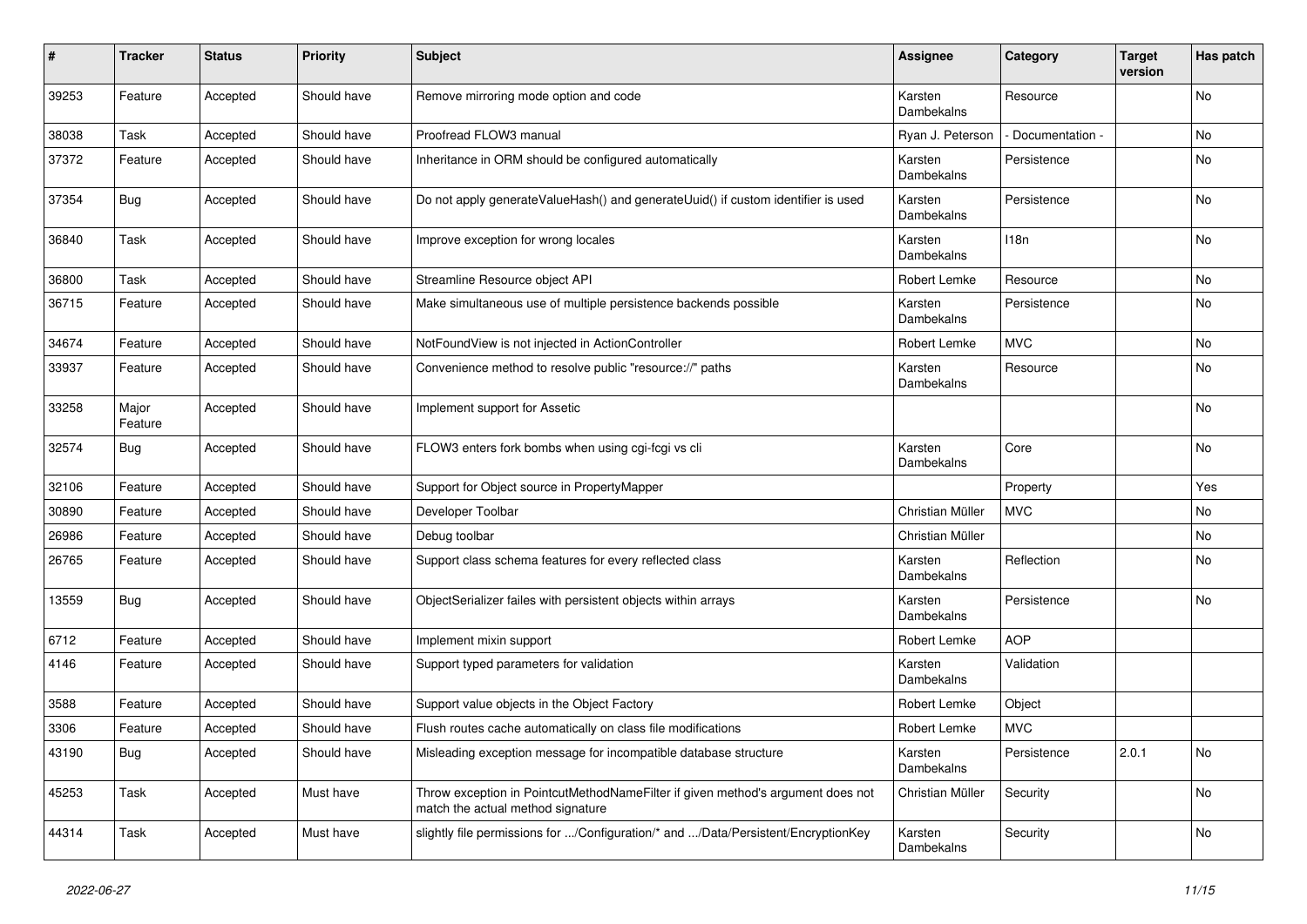| # | Tracker | Status | Priority | Subject | Assignee | Category | Target version | Has patch |
| --- | --- | --- | --- | --- | --- | --- | --- | --- |
| 39253 | Feature | Accepted | Should have | Remove mirroring mode option and code | Karsten Dambekalns | Resource | | No |
| 38038 | Task | Accepted | Should have | Proofread FLOW3 manual | Ryan J. Peterson | - Documentation - | | No |
| 37372 | Feature | Accepted | Should have | Inheritance in ORM should be configured automatically | Karsten Dambekalns | Persistence | | No |
| 37354 | Bug | Accepted | Should have | Do not apply generateValueHash() and generateUuid() if custom identifier is used | Karsten Dambekalns | Persistence | | No |
| 36840 | Task | Accepted | Should have | Improve exception for wrong locales | Karsten Dambekalns | I18n | | No |
| 36800 | Task | Accepted | Should have | Streamline Resource object API | Robert Lemke | Resource | | No |
| 36715 | Feature | Accepted | Should have | Make simultaneous use of multiple persistence backends possible | Karsten Dambekalns | Persistence | | No |
| 34674 | Feature | Accepted | Should have | NotFoundView is not injected in ActionController | Robert Lemke | MVC | | No |
| 33937 | Feature | Accepted | Should have | Convenience method to resolve public "resource://" paths | Karsten Dambekalns | Resource | | No |
| 33258 | Major Feature | Accepted | Should have | Implement support for Assetic | | | | No |
| 32574 | Bug | Accepted | Should have | FLOW3 enters fork bombs when using cgi-fcgi vs cli | Karsten Dambekalns | Core | | No |
| 32106 | Feature | Accepted | Should have | Support for Object source in PropertyMapper | | Property | | Yes |
| 30890 | Feature | Accepted | Should have | Developer Toolbar | Christian Müller | MVC | | No |
| 26986 | Feature | Accepted | Should have | Debug toolbar | Christian Müller | | | No |
| 26765 | Feature | Accepted | Should have | Support class schema features for every reflected class | Karsten Dambekalns | Reflection | | No |
| 13559 | Bug | Accepted | Should have | ObjectSerializer failes with persistent objects within arrays | Karsten Dambekalns | Persistence | | No |
| 6712 | Feature | Accepted | Should have | Implement mixin support | Robert Lemke | AOP | | |
| 4146 | Feature | Accepted | Should have | Support typed parameters for validation | Karsten Dambekalns | Validation | | |
| 3588 | Feature | Accepted | Should have | Support value objects in the Object Factory | Robert Lemke | Object | | |
| 3306 | Feature | Accepted | Should have | Flush routes cache automatically on class file modifications | Robert Lemke | MVC | | |
| 43190 | Bug | Accepted | Should have | Misleading exception message for incompatible database structure | Karsten Dambekalns | Persistence | 2.0.1 | No |
| 45253 | Task | Accepted | Must have | Throw exception in PointcutMethodNameFilter if given method's argument does not match the actual method signature | Christian Müller | Security | | No |
| 44314 | Task | Accepted | Must have | slightly file permissions for .../Configuration/* and .../Data/Persistent/EncryptionKey | Karsten Dambekalns | Security | | No |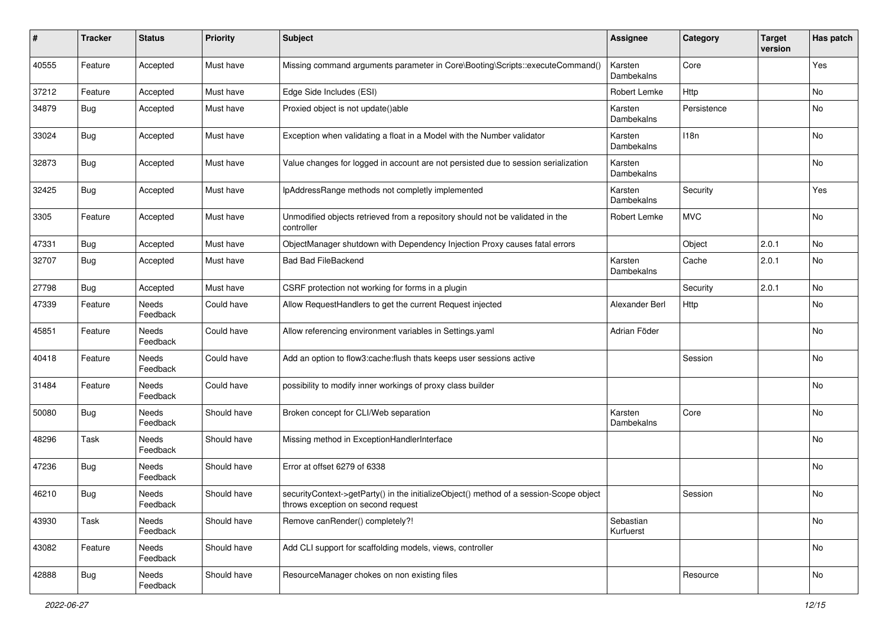| # | Tracker | Status | Priority | Subject | Assignee | Category | Target version | Has patch |
|---|---|---|---|---|---|---|---|---|
| 40555 | Feature | Accepted | Must have | Missing command arguments parameter in Core\Booting\Scripts::executeCommand() | Karsten Dambekalns | Core | | Yes |
| 37212 | Feature | Accepted | Must have | Edge Side Includes (ESI) | Robert Lemke | Http | | No |
| 34879 | Bug | Accepted | Must have | Proxied object is not update()able | Karsten Dambekalns | Persistence | | No |
| 33024 | Bug | Accepted | Must have | Exception when validating a float in a Model with the Number validator | Karsten Dambekalns | I18n | | No |
| 32873 | Bug | Accepted | Must have | Value changes for logged in account are not persisted due to session serialization | Karsten Dambekalns | | | No |
| 32425 | Bug | Accepted | Must have | IpAddressRange methods not completly implemented | Karsten Dambekalns | Security | | Yes |
| 3305 | Feature | Accepted | Must have | Unmodified objects retrieved from a repository should not be validated in the controller | Robert Lemke | MVC | | No |
| 47331 | Bug | Accepted | Must have | ObjectManager shutdown with Dependency Injection Proxy causes fatal errors | | Object | 2.0.1 | No |
| 32707 | Bug | Accepted | Must have | Bad Bad FileBackend | Karsten Dambekalns | Cache | 2.0.1 | No |
| 27798 | Bug | Accepted | Must have | CSRF protection not working for forms in a plugin | | Security | 2.0.1 | No |
| 47339 | Feature | Needs Feedback | Could have | Allow RequestHandlers to get the current Request injected | Alexander Berl | Http | | No |
| 45851 | Feature | Needs Feedback | Could have | Allow referencing environment variables in Settings.yaml | Adrian Föder | | | No |
| 40418 | Feature | Needs Feedback | Could have | Add an option to flow3:cache:flush thats keeps user sessions active | | Session | | No |
| 31484 | Feature | Needs Feedback | Could have | possibility to modify inner workings of proxy class builder | | | | No |
| 50080 | Bug | Needs Feedback | Should have | Broken concept for CLI/Web separation | Karsten Dambekalns | Core | | No |
| 48296 | Task | Needs Feedback | Should have | Missing method in ExceptionHandlerInterface | | | | No |
| 47236 | Bug | Needs Feedback | Should have | Error at offset 6279 of 6338 | | | | No |
| 46210 | Bug | Needs Feedback | Should have | securityContext->getParty() in the initializeObject() method of a session-Scope object throws exception on second request | | Session | | No |
| 43930 | Task | Needs Feedback | Should have | Remove canRender() completely?! | Sebastian Kurfuerst | | | No |
| 43082 | Feature | Needs Feedback | Should have | Add CLI support for scaffolding models, views, controller | | | | No |
| 42888 | Bug | Needs Feedback | Should have | ResourceManager chokes on non existing files | | Resource | | No |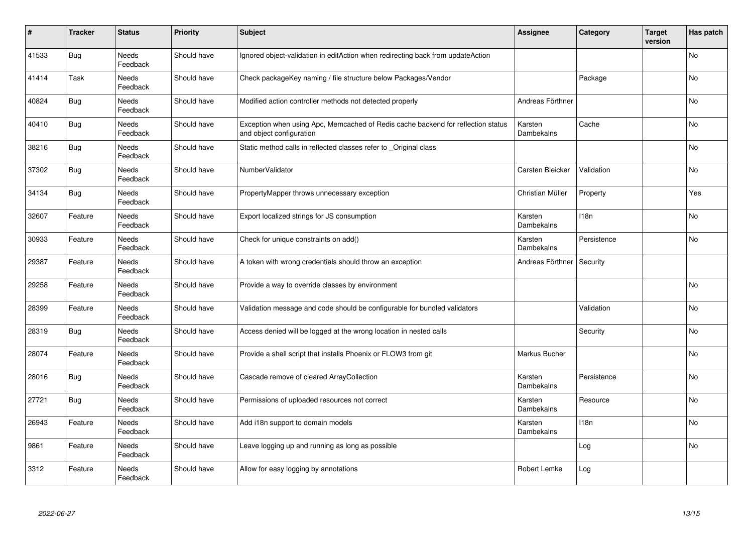| # | Tracker | Status | Priority | Subject | Assignee | Category | Target version | Has patch |
|---|---|---|---|---|---|---|---|---|
| 41533 | Bug | Needs Feedback | Should have | Ignored object-validation in editAction when redirecting back from updateAction | | | | No |
| 41414 | Task | Needs Feedback | Should have | Check packageKey naming / file structure below Packages/Vendor | | Package | | No |
| 40824 | Bug | Needs Feedback | Should have | Modified action controller methods not detected properly | Andreas Förthner | | | No |
| 40410 | Bug | Needs Feedback | Should have | Exception when using Apc, Memcached of Redis cache backend for reflection status and object configuration | Karsten Dambekalns | Cache | | No |
| 38216 | Bug | Needs Feedback | Should have | Static method calls in reflected classes refer to _Original class | | | | No |
| 37302 | Bug | Needs Feedback | Should have | NumberValidator | Carsten Bleicker | Validation | | No |
| 34134 | Bug | Needs Feedback | Should have | PropertyMapper throws unnecessary exception | Christian Müller | Property | | Yes |
| 32607 | Feature | Needs Feedback | Should have | Export localized strings for JS consumption | Karsten Dambekalns | I18n | | No |
| 30933 | Feature | Needs Feedback | Should have | Check for unique constraints on add() | Karsten Dambekalns | Persistence | | No |
| 29387 | Feature | Needs Feedback | Should have | A token with wrong credentials should throw an exception | Andreas Förthner | Security | | |
| 29258 | Feature | Needs Feedback | Should have | Provide a way to override classes by environment | | | | No |
| 28399 | Feature | Needs Feedback | Should have | Validation message and code should be configurable for bundled validators | | Validation | | No |
| 28319 | Bug | Needs Feedback | Should have | Access denied will be logged at the wrong location in nested calls | | Security | | No |
| 28074 | Feature | Needs Feedback | Should have | Provide a shell script that installs Phoenix or FLOW3 from git | Markus Bucher | | | No |
| 28016 | Bug | Needs Feedback | Should have | Cascade remove of cleared ArrayCollection | Karsten Dambekalns | Persistence | | No |
| 27721 | Bug | Needs Feedback | Should have | Permissions of uploaded resources not correct | Karsten Dambekalns | Resource | | No |
| 26943 | Feature | Needs Feedback | Should have | Add i18n support to domain models | Karsten Dambekalns | I18n | | No |
| 9861 | Feature | Needs Feedback | Should have | Leave logging up and running as long as possible | | Log | | No |
| 3312 | Feature | Needs Feedback | Should have | Allow for easy logging by annotations | Robert Lemke | Log | | |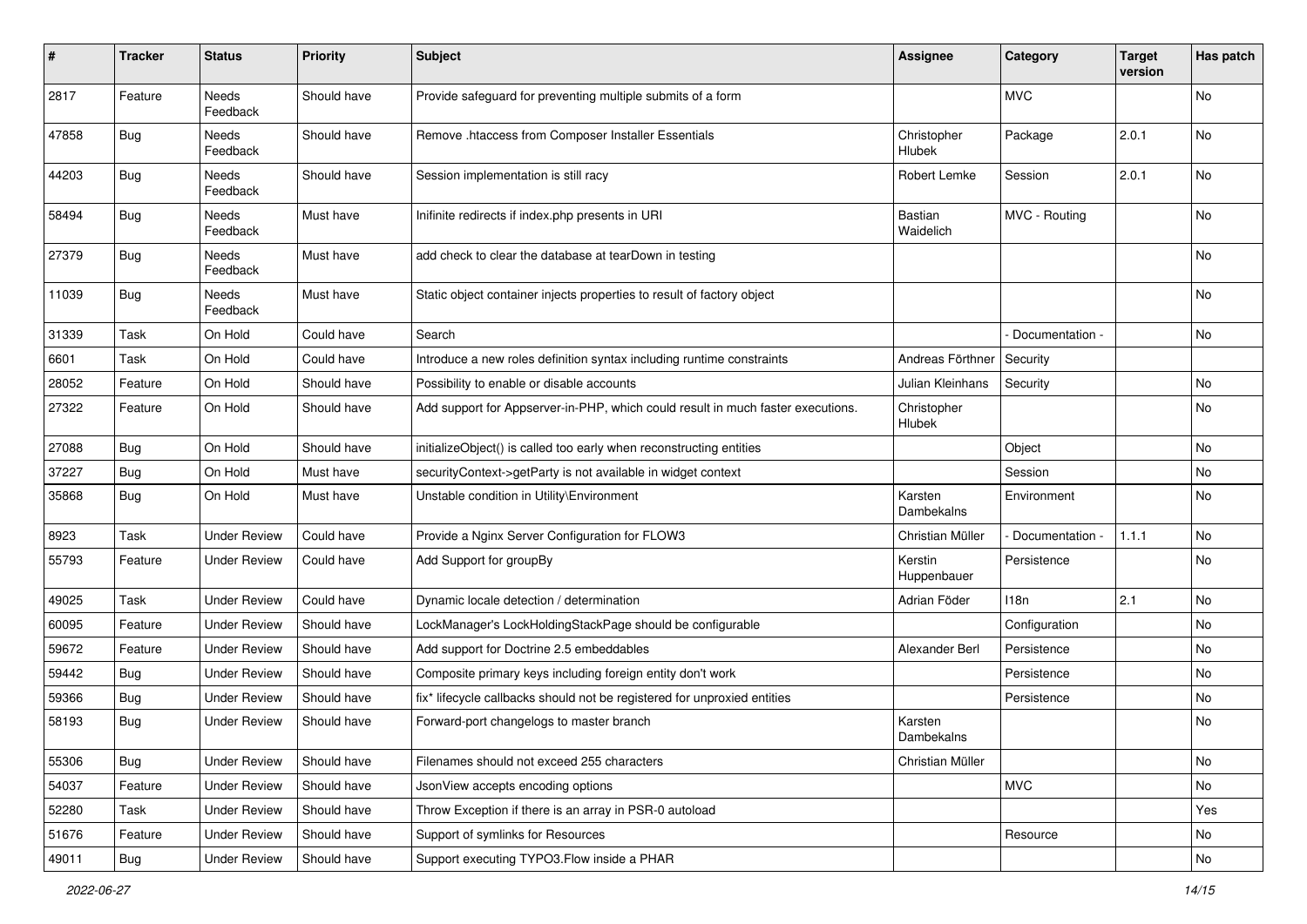| # | Tracker | Status | Priority | Subject | Assignee | Category | Target version | Has patch |
|---|---|---|---|---|---|---|---|---|
| 2817 | Feature | Needs Feedback | Should have | Provide safeguard for preventing multiple submits of a form | | MVC | | No |
| 47858 | Bug | Needs Feedback | Should have | Remove .htaccess from Composer Installer Essentials | Christopher Hlubek | Package | 2.0.1 | No |
| 44203 | Bug | Needs Feedback | Should have | Session implementation is still racy | Robert Lemke | Session | 2.0.1 | No |
| 58494 | Bug | Needs Feedback | Must have | Inifinite redirects if index.php presents in URI | Bastian Waidelich | MVC - Routing | | No |
| 27379 | Bug | Needs Feedback | Must have | add check to clear the database at tearDown in testing | | | | No |
| 11039 | Bug | Needs Feedback | Must have | Static object container injects properties to result of factory object | | | | No |
| 31339 | Task | On Hold | Could have | Search | | - Documentation - | | No |
| 6601 | Task | On Hold | Could have | Introduce a new roles definition syntax including runtime constraints | Andreas Förthner | Security | | |
| 28052 | Feature | On Hold | Should have | Possibility to enable or disable accounts | Julian Kleinhans | Security | | No |
| 27322 | Feature | On Hold | Should have | Add support for Appserver-in-PHP, which could result in much faster executions. | Christopher Hlubek | | | No |
| 27088 | Bug | On Hold | Should have | initializeObject() is called too early when reconstructing entities | | Object | | No |
| 37227 | Bug | On Hold | Must have | securityContext->getParty is not available in widget context | | Session | | No |
| 35868 | Bug | On Hold | Must have | Unstable condition in Utility\Environment | Karsten Dambekalns | Environment | | No |
| 8923 | Task | Under Review | Could have | Provide a Nginx Server Configuration for FLOW3 | Christian Müller | - Documentation - | 1.1.1 | No |
| 55793 | Feature | Under Review | Could have | Add Support for groupBy | Kerstin Huppenbauer | Persistence | | No |
| 49025 | Task | Under Review | Could have | Dynamic locale detection / determination | Adrian Föder | I18n | 2.1 | No |
| 60095 | Feature | Under Review | Should have | LockManager's LockHoldingStackPage should be configurable | | Configuration | | No |
| 59672 | Feature | Under Review | Should have | Add support for Doctrine 2.5 embeddables | Alexander Berl | Persistence | | No |
| 59442 | Bug | Under Review | Should have | Composite primary keys including foreign entity don't work | | Persistence | | No |
| 59366 | Bug | Under Review | Should have | fix* lifecycle callbacks should not be registered for unproxied entities | | Persistence | | No |
| 58193 | Bug | Under Review | Should have | Forward-port changelogs to master branch | Karsten Dambekalns | | | No |
| 55306 | Bug | Under Review | Should have | Filenames should not exceed 255 characters | Christian Müller | | | No |
| 54037 | Feature | Under Review | Should have | JsonView accepts encoding options | | MVC | | No |
| 52280 | Task | Under Review | Should have | Throw Exception if there is an array in PSR-0 autoload | | | | Yes |
| 51676 | Feature | Under Review | Should have | Support of symlinks for Resources | | Resource | | No |
| 49011 | Bug | Under Review | Should have | Support executing TYPO3.Flow inside a PHAR | | | | No |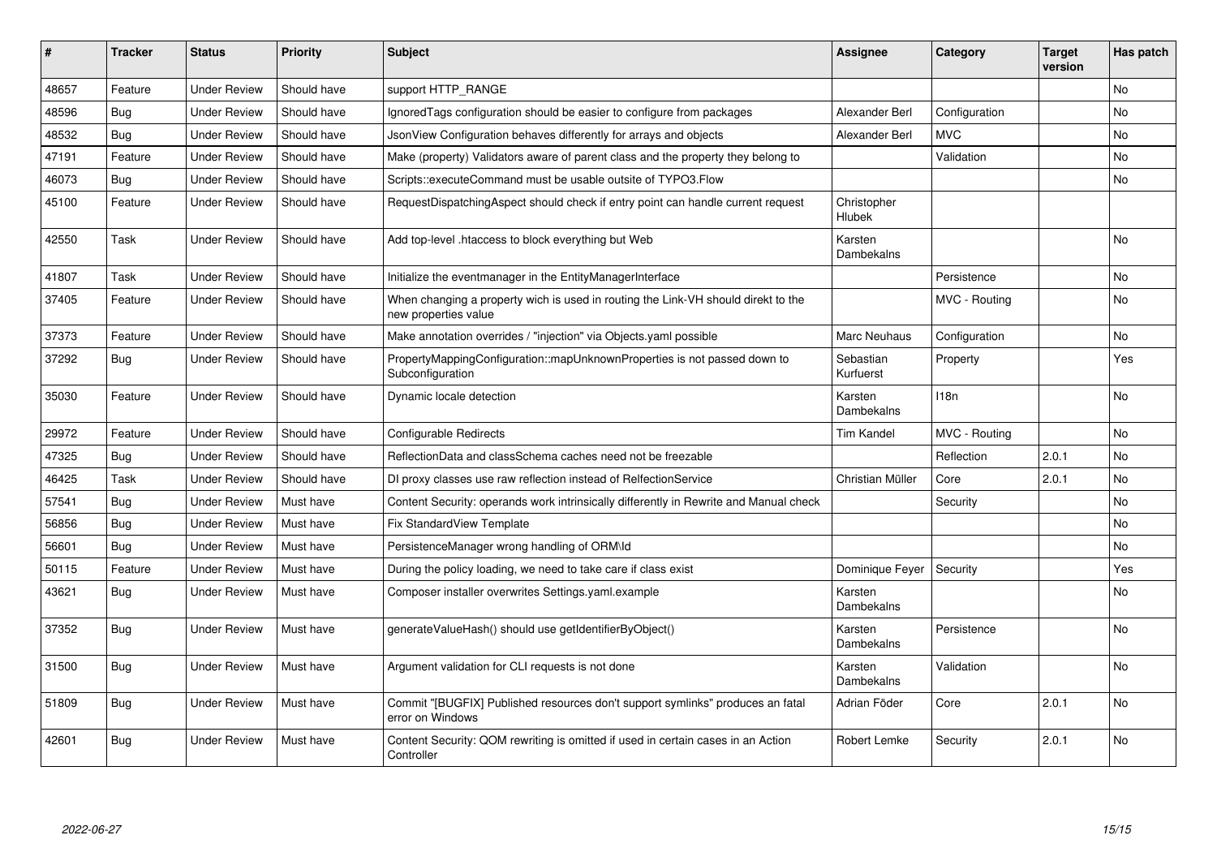| # | Tracker | Status | Priority | Subject | Assignee | Category | Target version | Has patch |
|---|---|---|---|---|---|---|---|---|
| 48657 | Feature | Under Review | Should have | support HTTP_RANGE | | | | No |
| 48596 | Bug | Under Review | Should have | IgnoredTags configuration should be easier to configure from packages | Alexander Berl | Configuration | | No |
| 48532 | Bug | Under Review | Should have | JsonView Configuration behaves differently for arrays and objects | Alexander Berl | MVC | | No |
| 47191 | Feature | Under Review | Should have | Make (property) Validators aware of parent class and the property they belong to | | Validation | | No |
| 46073 | Bug | Under Review | Should have | Scripts::executeCommand must be usable outsite of TYPO3.Flow | | | | No |
| 45100 | Feature | Under Review | Should have | RequestDispatchingAspect should check if entry point can handle current request | Christopher Hlubek | | | |
| 42550 | Task | Under Review | Should have | Add top-level .htaccess to block everything but Web | Karsten Dambekalns | | | No |
| 41807 | Task | Under Review | Should have | Initialize the eventmanager in the EntityManagerInterface | | Persistence | | No |
| 37405 | Feature | Under Review | Should have | When changing a property wich is used in routing the Link-VH should direkt to the new properties value | | MVC - Routing | | No |
| 37373 | Feature | Under Review | Should have | Make annotation overrides / "injection" via Objects.yaml possible | Marc Neuhaus | Configuration | | No |
| 37292 | Bug | Under Review | Should have | PropertyMappingConfiguration::mapUnknownProperties is not passed down to Subconfiguration | Sebastian Kurfuerst | Property | | Yes |
| 35030 | Feature | Under Review | Should have | Dynamic locale detection | Karsten Dambekalns | I18n | | No |
| 29972 | Feature | Under Review | Should have | Configurable Redirects | Tim Kandel | MVC - Routing | | No |
| 47325 | Bug | Under Review | Should have | ReflectionData and classSchema caches need not be freezable | | Reflection | 2.0.1 | No |
| 46425 | Task | Under Review | Should have | DI proxy classes use raw reflection instead of RelfectionService | Christian Müller | Core | 2.0.1 | No |
| 57541 | Bug | Under Review | Must have | Content Security: operands work intrinsically differently in Rewrite and Manual check | | Security | | No |
| 56856 | Bug | Under Review | Must have | Fix StandardView Template | | | | No |
| 56601 | Bug | Under Review | Must have | PersistenceManager wrong handling of ORM\Id | | | | No |
| 50115 | Feature | Under Review | Must have | During the policy loading, we need to take care if class exist | Dominique Feyer | Security | | Yes |
| 43621 | Bug | Under Review | Must have | Composer installer overwrites Settings.yaml.example | Karsten Dambekalns | | | No |
| 37352 | Bug | Under Review | Must have | generateValueHash() should use getIdentifierByObject() | Karsten Dambekalns | Persistence | | No |
| 31500 | Bug | Under Review | Must have | Argument validation for CLI requests is not done | Karsten Dambekalns | Validation | | No |
| 51809 | Bug | Under Review | Must have | Commit "[BUGFIX] Published resources don't support symlinks" produces an fatal error on Windows | Adrian Föder | Core | 2.0.1 | No |
| 42601 | Bug | Under Review | Must have | Content Security: QOM rewriting is omitted if used in certain cases in an Action Controller | Robert Lemke | Security | 2.0.1 | No |